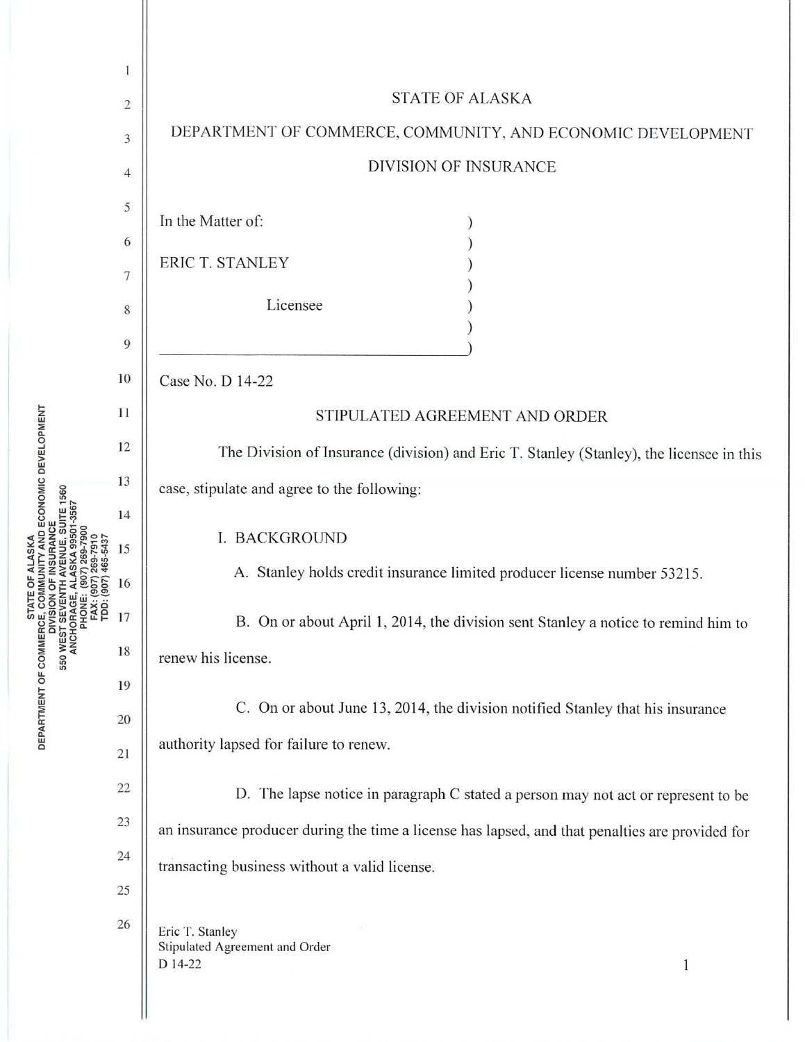STATE OF ALASKA

DEPARTMENT OF COMMERCE, COMMUNITY, AND ECONOMIC DEVELOPMENT

DIVISION OF INSURANCE

In the Matter of:

ERIC T. STANLEY

Licensee

Case No. D 14-22

## STIPULATED AGREEMENT AND ORDER

The Division of Insurance (division) and Eric T. Stanley (Stanley), the licensee in this case, stipulate and agree to the following:

### I. BACKGROUND

A. Stanley holds credit insurance limited producer license number 53215.

B. On or about April 1, 2014, the division sent Stanley a notice to remind him to renew his license.

C. On or about June 13, 2014, the division notified Stanley that his insurance authority lapsed for failure to renew.

D. The lapse notice in paragraph C stated a person may not act or represent to be an insurance producer during the time a license has lapsed, and that penalties are provided for transacting business without a valid license.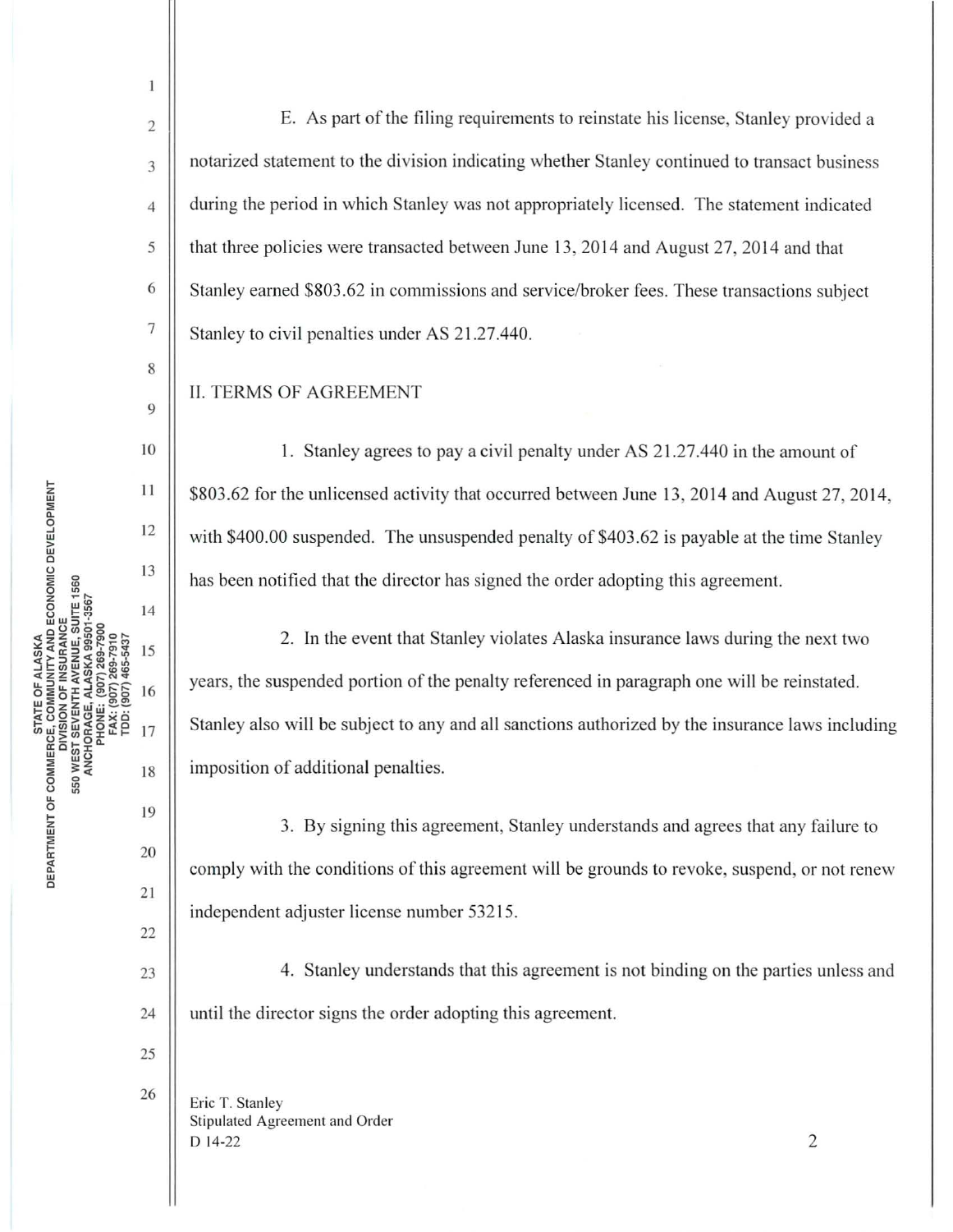E. As part of the filing requirements to reinstate his license, Stanley provided a notarized statement to the division indicating whether Stanley continued to transact business during the period in which Stanley was not appropriately licensed. The statement indicated that three policies were transacted between June 13, 2014 and August 27, 2014 and that Stanley earned $803.62 in commissions and service/broker fees. These transactions subject Stanley to civil penalties under AS 21.27.440.

## II. TERMS OF AGREEMENT

1. Stanley agrees to pay a civil penalty under AS 21.27.440 in the amount of $803.62 for the unlicensed activity that occurred between June 13, 2014 and August 27, 2014, with $400.00 suspended. The unsuspended penalty of $403.62 is payable at the time Stanley has been notified that the director has signed the order adopting this agreement.

2. In the event that Stanley violates Alaska insurance laws during the next two years, the suspended portion of the penalty referenced in paragraph one will be reinstated. Stanley also will be subject to any and all sanctions authorized by the insurance laws including imposition of additional penalties.

3. By signing this agreement, Stanley understands and agrees that any failure to comply with the conditions of this agreement will be grounds to revoke, suspend, or not renew independent adjuster license number 53215.

4. Stanley understands that this agreement is not binding on the parties unless and until the director signs the order adopting this agreement.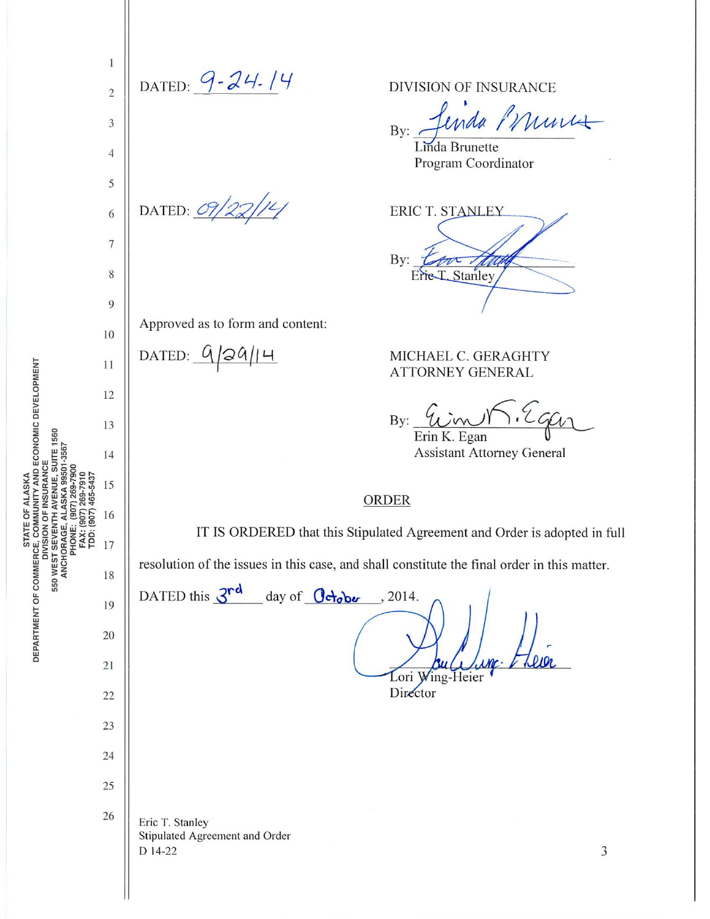DATED: 9-24-14

DIVISION OF INSURANCE

By: Linda Brunette
Linda Brunette
Program Coordinator

DATED: 09/22/14

ERIC T. STANLEY

By: Eric T. Stanley
Eric T. Stanley

Approved as to form and content:

DATED: 9/29/14

MICHAEL C. GERAGHTY
ATTORNEY GENERAL

By: Erin K. Egan
Erin K. Egan
Assistant Attorney General

## ORDER

IT IS ORDERED that this Stipulated Agreement and Order is adopted in full resolution of the issues in this case, and shall constitute the final order in this matter.

DATED this 3rd day of October, 2014.

Lori Wing-Heier
Director

Eric T. Stanley
Stipulated Agreement and Order
D 14-22